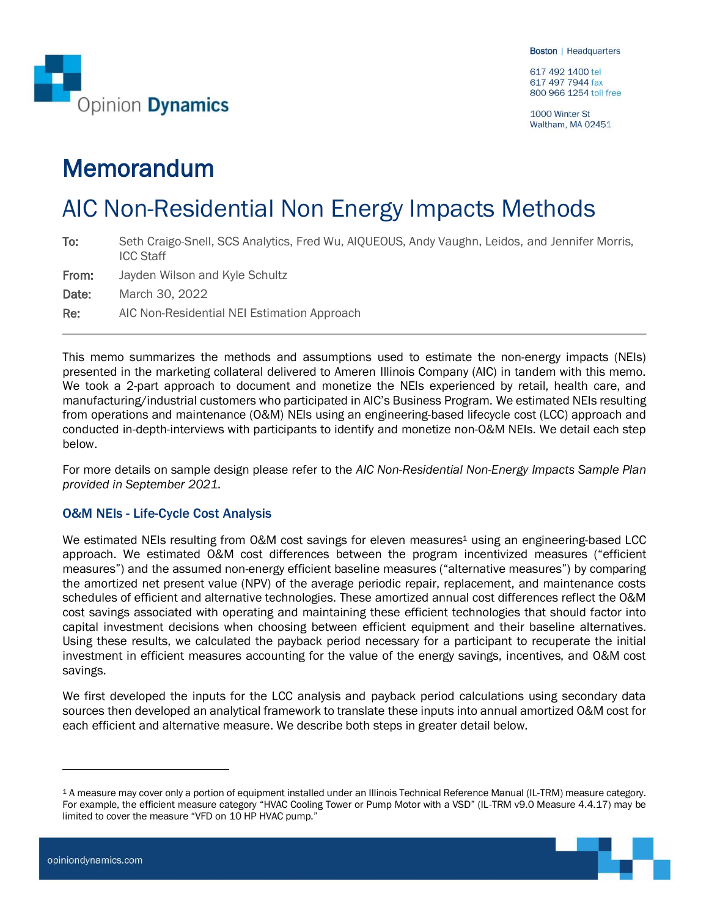Boston | Headquarters

617 492 1400 tel
617 497 7944 fax
800 966 1254 toll free

1000 Winter St
Waltham, MA 02451

# Memorandum

## AIC Non-Residential Non Energy Impacts Methods

**To:** Seth Craigo-Snell, SCS Analytics, Fred Wu, AIQUEOUS, Andy Vaughn, Leidos, and Jennifer Morris, ICC Staff

**From:** Jayden Wilson and Kyle Schultz

**Date:** March 30, 2022

**Re:** AIC Non-Residential NEI Estimation Approach

---

This memo summarizes the methods and assumptions used to estimate the non-energy impacts (NEIs) presented in the marketing collateral delivered to Ameren Illinois Company (AIC) in tandem with this memo. We took a 2-part approach to document and monetize the NEIs experienced by retail, health care, and manufacturing/industrial customers who participated in AIC's Business Program. We estimated NEIs resulting from operations and maintenance (O&M) NEIs using an engineering-based lifecycle cost (LCC) approach and conducted in-depth-interviews with participants to identify and monetize non-O&M NEIs. We detail each step below.

For more details on sample design please refer to the *AIC Non-Residential Non-Energy Impacts Sample Plan provided in September 2021.*

### O&M NEIs - Life-Cycle Cost Analysis

We estimated NEIs resulting from O&M cost savings for eleven measures[1] using an engineering-based LCC approach. We estimated O&M cost differences between the program incentivized measures ("efficient measures") and the assumed non-energy efficient baseline measures ("alternative measures") by comparing the amortized net present value (NPV) of the average periodic repair, replacement, and maintenance costs schedules of efficient and alternative technologies. These amortized annual cost differences reflect the O&M cost savings associated with operating and maintaining these efficient technologies that should factor into capital investment decisions when choosing between efficient equipment and their baseline alternatives. Using these results, we calculated the payback period necessary for a participant to recuperate the initial investment in efficient measures accounting for the value of the energy savings, incentives, and O&M cost savings.

We first developed the inputs for the LCC analysis and payback period calculations using secondary data sources then developed an analytical framework to translate these inputs into annual amortized O&M cost for each efficient and alternative measure. We describe both steps in greater detail below.

---

[1] A measure may cover only a portion of equipment installed under an Illinois Technical Reference Manual (IL-TRM) measure category. For example, the efficient measure category "HVAC Cooling Tower or Pump Motor with a VSD" (IL-TRM v9.0 Measure 4.4.17) may be limited to cover the measure "VFD on 10 HP HVAC pump."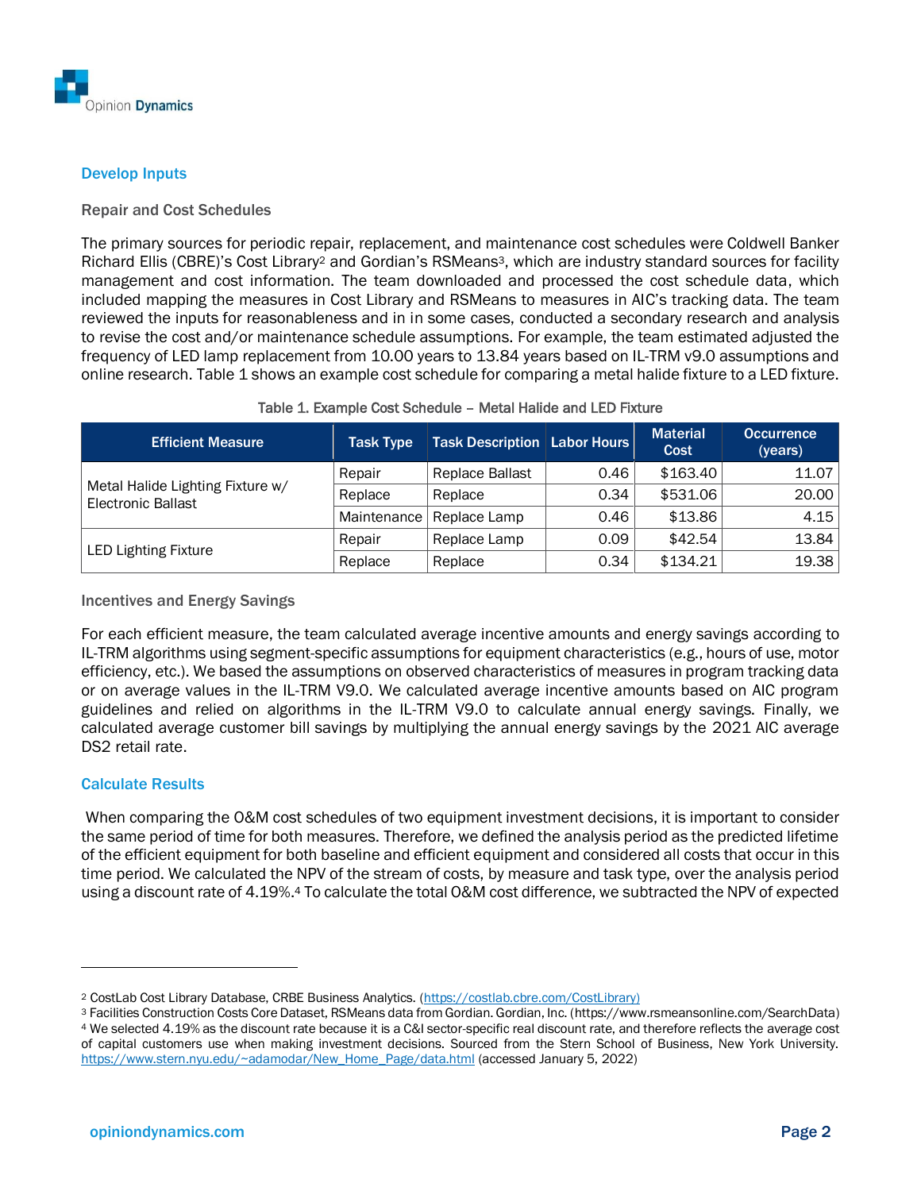## Develop Inputs

### Repair and Cost Schedules

The primary sources for periodic repair, replacement, and maintenance cost schedules were Coldwell Banker Richard Ellis (CBRE)'s Cost Library[2] and Gordian's RSMeans[3], which are industry standard sources for facility management and cost information. The team downloaded and processed the cost schedule data, which included mapping the measures in Cost Library and RSMeans to measures in AIC's tracking data. The team reviewed the inputs for reasonableness and in in some cases, conducted a secondary research and analysis to revise the cost and/or maintenance schedule assumptions. For example, the team estimated adjusted the frequency of LED lamp replacement from 10.00 years to 13.84 years based on IL-TRM v9.0 assumptions and online research. Table 1 shows an example cost schedule for comparing a metal halide fixture to a LED fixture.

Table 1. Example Cost Schedule – Metal Halide and LED Fixture

| Efficient Measure | Task Type | Task Description | Labor Hours | Material Cost | Occurrence (years) |
|---|---|---|---|---|---|
| Metal Halide Lighting Fixture w/ Electronic Ballast | Repair | Replace Ballast | 0.46 | $163.40 | 11.07 |
| | Replace | Replace | 0.34 | $531.06 | 20.00 |
| | Maintenance | Replace Lamp | 0.46 | $13.86 | 4.15 |
| LED Lighting Fixture | Repair | Replace Lamp | 0.09 | $42.54 | 13.84 |
| | Replace | Replace | 0.34 | $134.21 | 19.38 |

### Incentives and Energy Savings

For each efficient measure, the team calculated average incentive amounts and energy savings according to IL-TRM algorithms using segment-specific assumptions for equipment characteristics (e.g., hours of use, motor efficiency, etc.). We based the assumptions on observed characteristics of measures in program tracking data or on average values in the IL-TRM V9.0. We calculated average incentive amounts based on AIC program guidelines and relied on algorithms in the IL-TRM V9.0 to calculate annual energy savings. Finally, we calculated average customer bill savings by multiplying the annual energy savings by the 2021 AIC average DS2 retail rate.

## Calculate Results

When comparing the O&M cost schedules of two equipment investment decisions, it is important to consider the same period of time for both measures. Therefore, we defined the analysis period as the predicted lifetime of the efficient equipment for both baseline and efficient equipment and considered all costs that occur in this time period. We calculated the NPV of the stream of costs, by measure and task type, over the analysis period using a discount rate of 4.19%.[4] To calculate the total O&M cost difference, we subtracted the NPV of expected

---

[2] CostLab Cost Library Database, CRBE Business Analytics. (https://costlab.cbre.com/CostLibrary)

[3] Facilities Construction Costs Core Dataset, RSMeans data from Gordian. Gordian, Inc. (https://www.rsmeansonline.com/SearchData)

[4] We selected 4.19% as the discount rate because it is a C&I sector-specific real discount rate, and therefore reflects the average cost of capital customers use when making investment decisions. Sourced from the Stern School of Business, New York University. https://www.stern.nyu.edu/~adamodar/New_Home_Page/data.html (accessed January 5, 2022)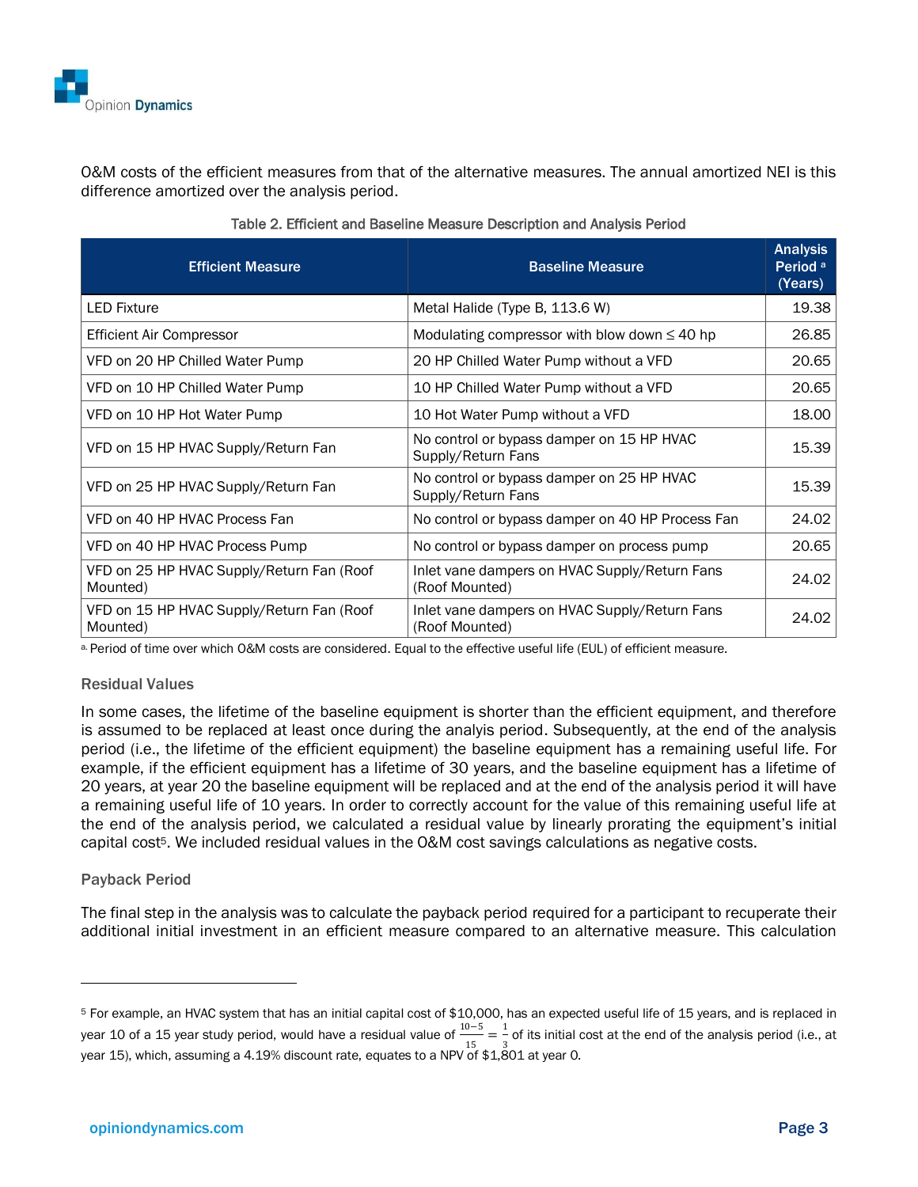O&M costs of the efficient measures from that of the alternative measures. The annual amortized NEI is this difference amortized over the analysis period.

Table 2. Efficient and Baseline Measure Description and Analysis Period

| Efficient Measure | Baseline Measure | Analysis Period [a] (Years) |
|---|---|---|
| LED Fixture | Metal Halide (Type B, 113.6 W) | 19.38 |
| Efficient Air Compressor | Modulating compressor with blow down ≤ 40 hp | 26.85 |
| VFD on 20 HP Chilled Water Pump | 20 HP Chilled Water Pump without a VFD | 20.65 |
| VFD on 10 HP Chilled Water Pump | 10 HP Chilled Water Pump without a VFD | 20.65 |
| VFD on 10 HP Hot Water Pump | 10 Hot Water Pump without a VFD | 18.00 |
| VFD on 15 HP HVAC Supply/Return Fan | No control or bypass damper on 15 HP HVAC Supply/Return Fans | 15.39 |
| VFD on 25 HP HVAC Supply/Return Fan | No control or bypass damper on 25 HP HVAC Supply/Return Fans | 15.39 |
| VFD on 40 HP HVAC Process Fan | No control or bypass damper on 40 HP Process Fan | 24.02 |
| VFD on 40 HP HVAC Process Pump | No control or bypass damper on process pump | 20.65 |
| VFD on 25 HP HVAC Supply/Return Fan (Roof Mounted) | Inlet vane dampers on HVAC Supply/Return Fans (Roof Mounted) | 24.02 |
| VFD on 15 HP HVAC Supply/Return Fan (Roof Mounted) | Inlet vane dampers on HVAC Supply/Return Fans (Roof Mounted) | 24.02 |

[a] Period of time over which O&M costs are considered. Equal to the effective useful life (EUL) of efficient measure.

### Residual Values

In some cases, the lifetime of the baseline equipment is shorter than the efficient equipment, and therefore is assumed to be replaced at least once during the analyis period. Subsequently, at the end of the analysis period (i.e., the lifetime of the efficient equipment) the baseline equipment has a remaining useful life. For example, if the efficient equipment has a lifetime of 30 years, and the baseline equipment has a lifetime of 20 years, at year 20 the baseline equipment will be replaced and at the end of the analysis period it will have a remaining useful life of 10 years. In order to correctly account for the value of this remaining useful life at the end of the analysis period, we calculated a residual value by linearly prorating the equipment's initial capital cost[5]. We included residual values in the O&M cost savings calculations as negative costs.

### Payback Period

The final step in the analysis was to calculate the payback period required for a participant to recuperate their additional initial investment in an efficient measure compared to an alternative measure. This calculation

[5] For example, an HVAC system that has an initial capital cost of $10,000, has an expected useful life of 15 years, and is replaced in year 10 of a 15 year study period, would have a residual value of $\frac{10-5}{15} = \frac{1}{3}$ of its initial cost at the end of the analysis period (i.e., at year 15), which, assuming a 4.19% discount rate, equates to a NPV of $1,801 at year 0.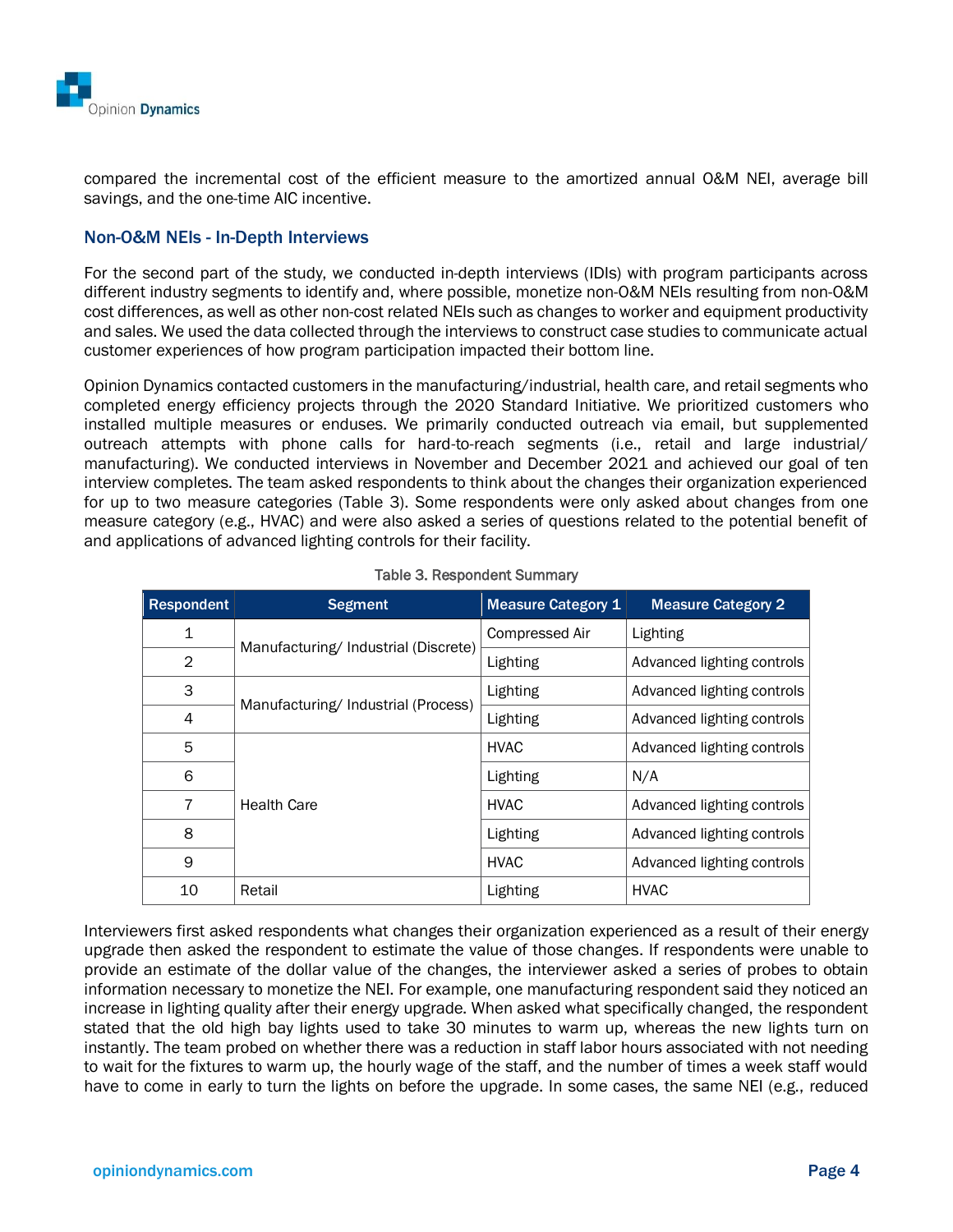compared the incremental cost of the efficient measure to the amortized annual O&M NEI, average bill savings, and the one-time AIC incentive.

## Non-O&M NEIs - In-Depth Interviews

For the second part of the study, we conducted in-depth interviews (IDIs) with program participants across different industry segments to identify and, where possible, monetize non-O&M NEIs resulting from non-O&M cost differences, as well as other non-cost related NEIs such as changes to worker and equipment productivity and sales. We used the data collected through the interviews to construct case studies to communicate actual customer experiences of how program participation impacted their bottom line.

Opinion Dynamics contacted customers in the manufacturing/industrial, health care, and retail segments who completed energy efficiency projects through the 2020 Standard Initiative. We prioritized customers who installed multiple measures or enduses. We primarily conducted outreach via email, but supplemented outreach attempts with phone calls for hard-to-reach segments (i.e., retail and large industrial/ manufacturing). We conducted interviews in November and December 2021 and achieved our goal of ten interview completes. The team asked respondents to think about the changes their organization experienced for up to two measure categories (Table 3). Some respondents were only asked about changes from one measure category (e.g., HVAC) and were also asked a series of questions related to the potential benefit of and applications of advanced lighting controls for their facility.

Table 3. Respondent Summary

| Respondent | Segment | Measure Category 1 | Measure Category 2 |
|---|---|---|---|
| 1 | Manufacturing/ Industrial (Discrete) | Compressed Air | Lighting |
| 2 | | Lighting | Advanced lighting controls |
| 3 | Manufacturing/ Industrial (Process) | Lighting | Advanced lighting controls |
| 4 | | Lighting | Advanced lighting controls |
| 5 | Health Care | HVAC | Advanced lighting controls |
| 6 | | Lighting | N/A |
| 7 | | HVAC | Advanced lighting controls |
| 8 | | Lighting | Advanced lighting controls |
| 9 | | HVAC | Advanced lighting controls |
| 10 | Retail | Lighting | HVAC |

Interviewers first asked respondents what changes their organization experienced as a result of their energy upgrade then asked the respondent to estimate the value of those changes. If respondents were unable to provide an estimate of the dollar value of the changes, the interviewer asked a series of probes to obtain information necessary to monetize the NEI. For example, one manufacturing respondent said they noticed an increase in lighting quality after their energy upgrade. When asked what specifically changed, the respondent stated that the old high bay lights used to take 30 minutes to warm up, whereas the new lights turn on instantly. The team probed on whether there was a reduction in staff labor hours associated with not needing to wait for the fixtures to warm up, the hourly wage of the staff, and the number of times a week staff would have to come in early to turn the lights on before the upgrade. In some cases, the same NEI (e.g., reduced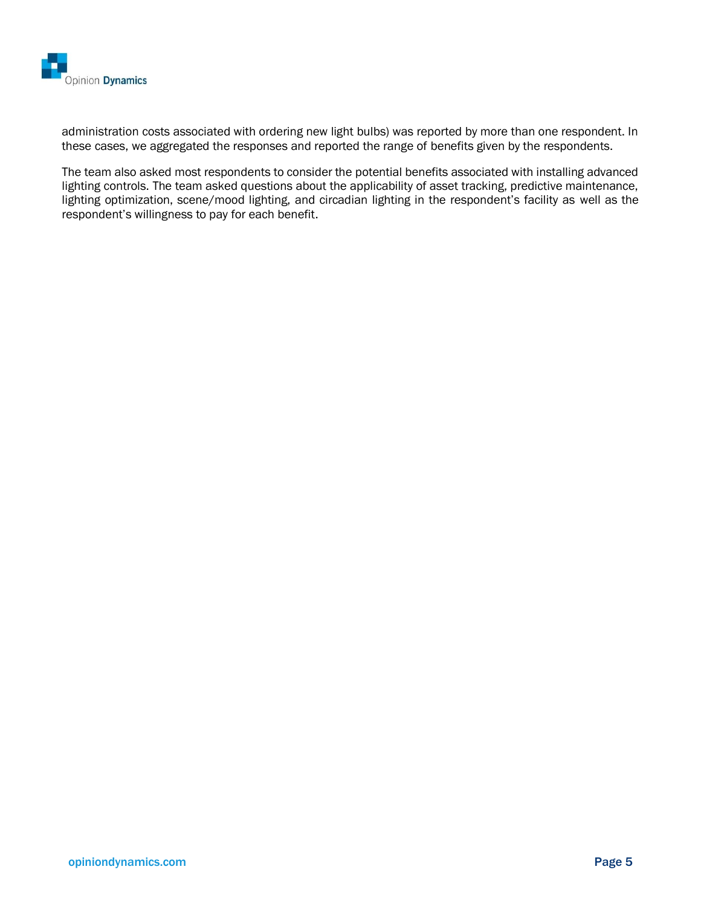administration costs associated with ordering new light bulbs) was reported by more than one respondent. In these cases, we aggregated the responses and reported the range of benefits given by the respondents.

The team also asked most respondents to consider the potential benefits associated with installing advanced lighting controls. The team asked questions about the applicability of asset tracking, predictive maintenance, lighting optimization, scene/mood lighting, and circadian lighting in the respondent's facility as well as the respondent's willingness to pay for each benefit.